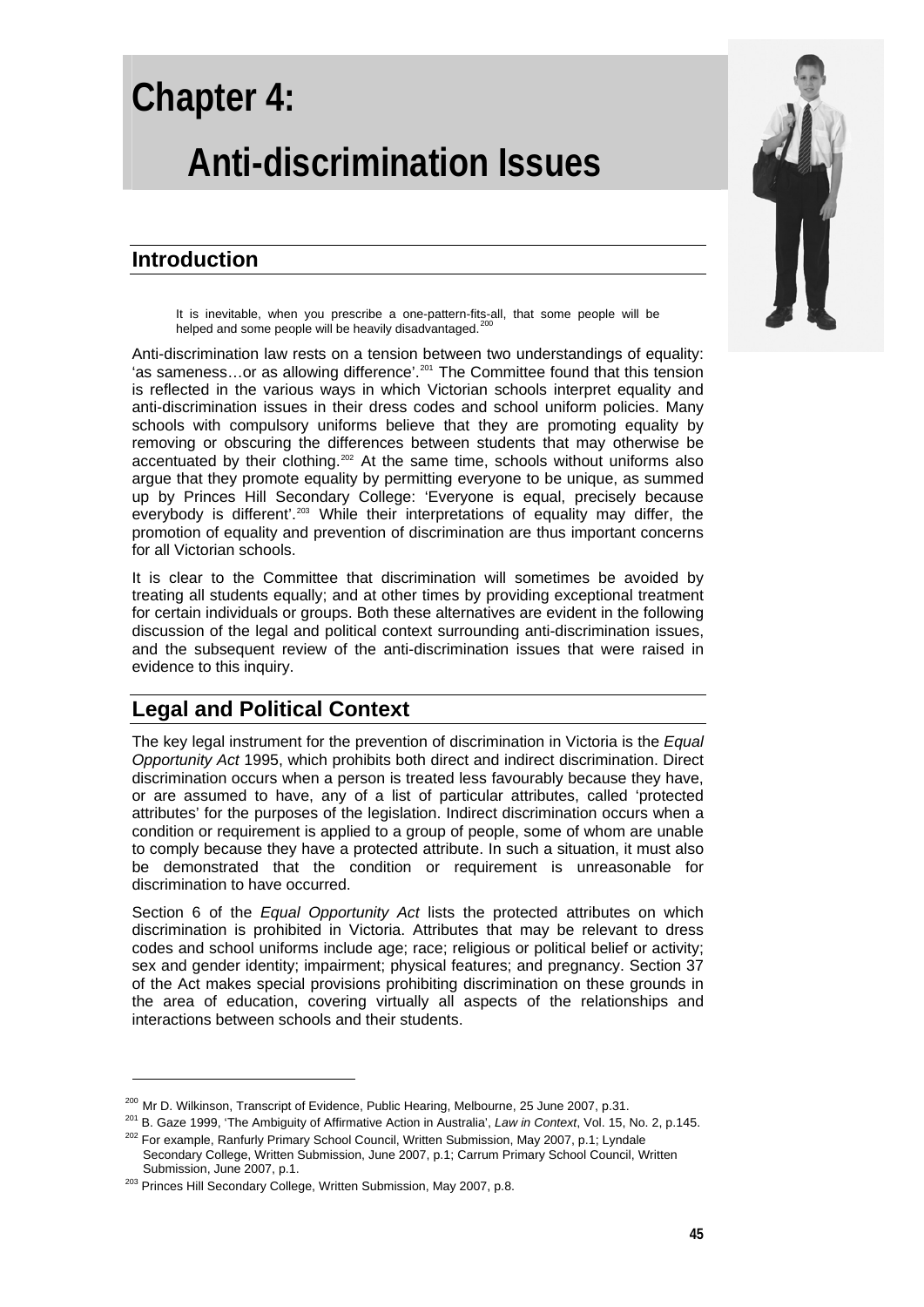# Chapter 4: Anti-discrimination Issues

## Introduction

> It is inevitable, when you prescribe a one-pattern-fits-all, that some people will be helped and some people will be heavily disadvantaged.[200]

Anti-discrimination law rests on a tension between two understandings of equality: 'as sameness…or as allowing difference'.[201] The Committee found that this tension is reflected in the various ways in which Victorian schools interpret equality and anti-discrimination issues in their dress codes and school uniform policies. Many schools with compulsory uniforms believe that they are promoting equality by removing or obscuring the differences between students that may otherwise be accentuated by their clothing.[202] At the same time, schools without uniforms also argue that they promote equality by permitting everyone to be unique, as summed up by Princes Hill Secondary College: 'Everyone is equal, precisely because everybody is different'.[203] While their interpretations of equality may differ, the promotion of equality and prevention of discrimination are thus important concerns for all Victorian schools.

It is clear to the Committee that discrimination will sometimes be avoided by treating all students equally; and at other times by providing exceptional treatment for certain individuals or groups. Both these alternatives are evident in the following discussion of the legal and political context surrounding anti-discrimination issues, and the subsequent review of the anti-discrimination issues that were raised in evidence to this inquiry.

## Legal and Political Context

The key legal instrument for the prevention of discrimination in Victoria is the *Equal Opportunity Act* 1995, which prohibits both direct and indirect discrimination. Direct discrimination occurs when a person is treated less favourably because they have, or are assumed to have, any of a list of particular attributes, called 'protected attributes' for the purposes of the legislation. Indirect discrimination occurs when a condition or requirement is applied to a group of people, some of whom are unable to comply because they have a protected attribute. In such a situation, it must also be demonstrated that the condition or requirement is unreasonable for discrimination to have occurred.

Section 6 of the *Equal Opportunity Act* lists the protected attributes on which discrimination is prohibited in Victoria. Attributes that may be relevant to dress codes and school uniforms include age; race; religious or political belief or activity; sex and gender identity; impairment; physical features; and pregnancy. Section 37 of the Act makes special provisions prohibiting discrimination on these grounds in the area of education, covering virtually all aspects of the relationships and interactions between schools and their students.

---

[200] Mr D. Wilkinson, Transcript of Evidence, Public Hearing, Melbourne, 25 June 2007, p.31.

[201] B. Gaze 1999, 'The Ambiguity of Affirmative Action in Australia', *Law in Context*, Vol. 15, No. 2, p.145.

[202] For example, Ranfurly Primary School Council, Written Submission, May 2007, p.1; Lyndale Secondary College, Written Submission, June 2007, p.1; Carrum Primary School Council, Written Submission, June 2007, p.1.

[203] Princes Hill Secondary College, Written Submission, May 2007, p.8.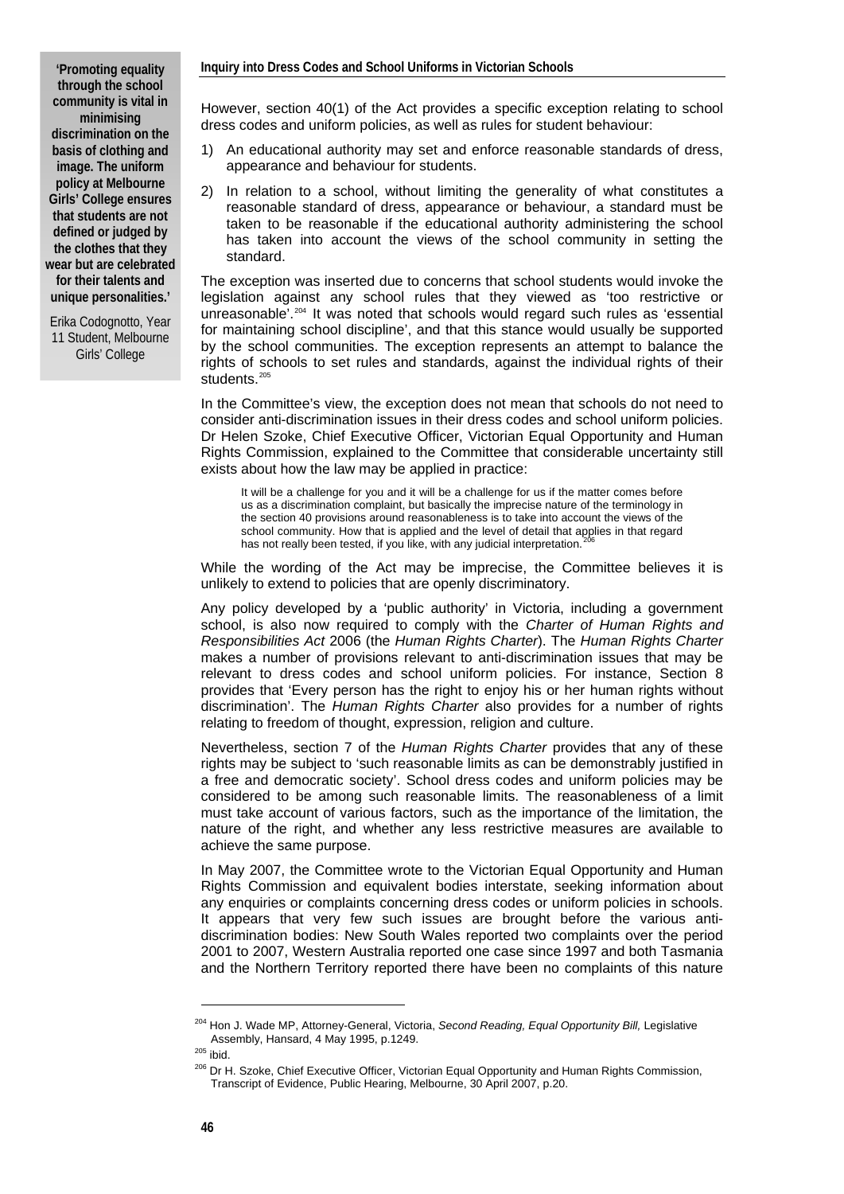**'Promoting equality through the school community is vital in minimising discrimination on the basis of clothing and image. The uniform policy at Melbourne Girls' College ensures that students are not defined or judged by the clothes that they wear but are celebrated for their talents and unique personalities.'**

Erika Codognotto, Year 11 Student, Melbourne Girls' College

However, section 40(1) of the Act provides a specific exception relating to school dress codes and uniform policies, as well as rules for student behaviour:

1) An educational authority may set and enforce reasonable standards of dress, appearance and behaviour for students.
2) In relation to a school, without limiting the generality of what constitutes a reasonable standard of dress, appearance or behaviour, a standard must be taken to be reasonable if the educational authority administering the school has taken into account the views of the school community in setting the standard.

The exception was inserted due to concerns that school students would invoke the legislation against any school rules that they viewed as 'too restrictive or unreasonable'.[204] It was noted that schools would regard such rules as 'essential for maintaining school discipline', and that this stance would usually be supported by the school communities. The exception represents an attempt to balance the rights of schools to set rules and standards, against the individual rights of their students.[205]

In the Committee's view, the exception does not mean that schools do not need to consider anti-discrimination issues in their dress codes and school uniform policies. Dr Helen Szoke, Chief Executive Officer, Victorian Equal Opportunity and Human Rights Commission, explained to the Committee that considerable uncertainty still exists about how the law may be applied in practice:

> It will be a challenge for you and it will be a challenge for us if the matter comes before us as a discrimination complaint, but basically the imprecise nature of the terminology in the section 40 provisions around reasonableness is to take into account the views of the school community. How that is applied and the level of detail that applies in that regard has not really been tested, if you like, with any judicial interpretation.[206]

While the wording of the Act may be imprecise, the Committee believes it is unlikely to extend to policies that are openly discriminatory.

Any policy developed by a 'public authority' in Victoria, including a government school, is also now required to comply with the *Charter of Human Rights and Responsibilities Act* 2006 (the *Human Rights Charter*). The *Human Rights Charter* makes a number of provisions relevant to anti-discrimination issues that may be relevant to dress codes and school uniform policies. For instance, Section 8 provides that 'Every person has the right to enjoy his or her human rights without discrimination'. The *Human Rights Charter* also provides for a number of rights relating to freedom of thought, expression, religion and culture.

Nevertheless, section 7 of the *Human Rights Charter* provides that any of these rights may be subject to 'such reasonable limits as can be demonstrably justified in a free and democratic society'. School dress codes and uniform policies may be considered to be among such reasonable limits. The reasonableness of a limit must take account of various factors, such as the importance of the limitation, the nature of the right, and whether any less restrictive measures are available to achieve the same purpose.

In May 2007, the Committee wrote to the Victorian Equal Opportunity and Human Rights Commission and equivalent bodies interstate, seeking information about any enquiries or complaints concerning dress codes or uniform policies in schools. It appears that very few such issues are brought before the various anti-discrimination bodies: New South Wales reported two complaints over the period 2001 to 2007, Western Australia reported one case since 1997 and both Tasmania and the Northern Territory reported there have been no complaints of this nature

---

[204] Hon J. Wade MP, Attorney-General, Victoria, *Second Reading, Equal Opportunity Bill,* Legislative Assembly, Hansard, 4 May 1995, p.1249.

[205] ibid.

[206] Dr H. Szoke, Chief Executive Officer, Victorian Equal Opportunity and Human Rights Commission, Transcript of Evidence, Public Hearing, Melbourne, 30 April 2007, p.20.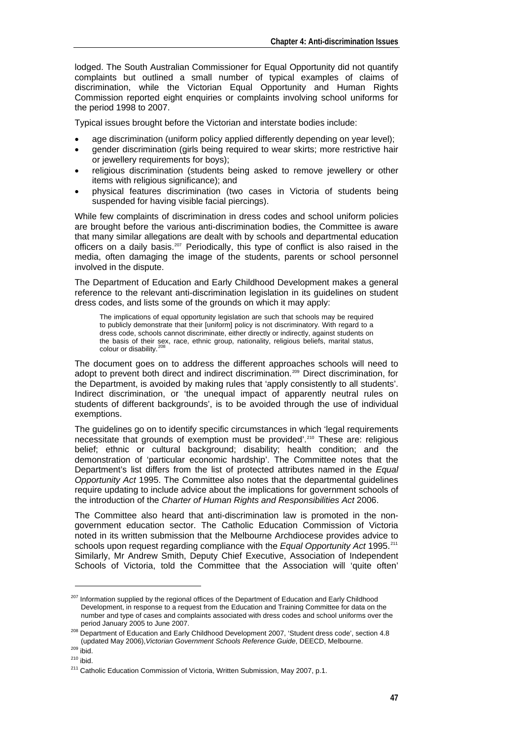lodged. The South Australian Commissioner for Equal Opportunity did not quantify complaints but outlined a small number of typical examples of claims of discrimination, while the Victorian Equal Opportunity and Human Rights Commission reported eight enquiries or complaints involving school uniforms for the period 1998 to 2007.

Typical issues brought before the Victorian and interstate bodies include:

- age discrimination (uniform policy applied differently depending on year level);
- gender discrimination (girls being required to wear skirts; more restrictive hair or jewellery requirements for boys);
- religious discrimination (students being asked to remove jewellery or other items with religious significance); and
- physical features discrimination (two cases in Victoria of students being suspended for having visible facial piercings).

While few complaints of discrimination in dress codes and school uniform policies are brought before the various anti-discrimination bodies, the Committee is aware that many similar allegations are dealt with by schools and departmental education officers on a daily basis.[207] Periodically, this type of conflict is also raised in the media, often damaging the image of the students, parents or school personnel involved in the dispute.

The Department of Education and Early Childhood Development makes a general reference to the relevant anti-discrimination legislation in its guidelines on student dress codes, and lists some of the grounds on which it may apply:

> The implications of equal opportunity legislation are such that schools may be required to publicly demonstrate that their [uniform] policy is not discriminatory. With regard to a dress code, schools cannot discriminate, either directly or indirectly, against students on the basis of their sex, race, ethnic group, nationality, religious beliefs, marital status, colour or disability.[208]

The document goes on to address the different approaches schools will need to adopt to prevent both direct and indirect discrimination.[209] Direct discrimination, for the Department, is avoided by making rules that 'apply consistently to all students'. Indirect discrimination, or 'the unequal impact of apparently neutral rules on students of different backgrounds', is to be avoided through the use of individual exemptions.

The guidelines go on to identify specific circumstances in which 'legal requirements necessitate that grounds of exemption must be provided'.[210] These are: religious belief; ethnic or cultural background; disability; health condition; and the demonstration of 'particular economic hardship'. The Committee notes that the Department's list differs from the list of protected attributes named in the *Equal Opportunity Act* 1995. The Committee also notes that the departmental guidelines require updating to include advice about the implications for government schools of the introduction of the *Charter of Human Rights and Responsibilities Act* 2006.

The Committee also heard that anti-discrimination law is promoted in the non-government education sector. The Catholic Education Commission of Victoria noted in its written submission that the Melbourne Archdiocese provides advice to schools upon request regarding compliance with the *Equal Opportunity Act* 1995.[211] Similarly, Mr Andrew Smith, Deputy Chief Executive, Association of Independent Schools of Victoria, told the Committee that the Association will 'quite often'

---

[207] Information supplied by the regional offices of the Department of Education and Early Childhood Development, in response to a request from the Education and Training Committee for data on the number and type of cases and complaints associated with dress codes and school uniforms over the period January 2005 to June 2007.

[208] Department of Education and Early Childhood Development 2007, 'Student dress code', section 4.8 (updated May 2006), *Victorian Government Schools Reference Guide*, DEECD, Melbourne.

[209] ibid.

[210] ibid.

[211] Catholic Education Commission of Victoria, Written Submission, May 2007, p.1.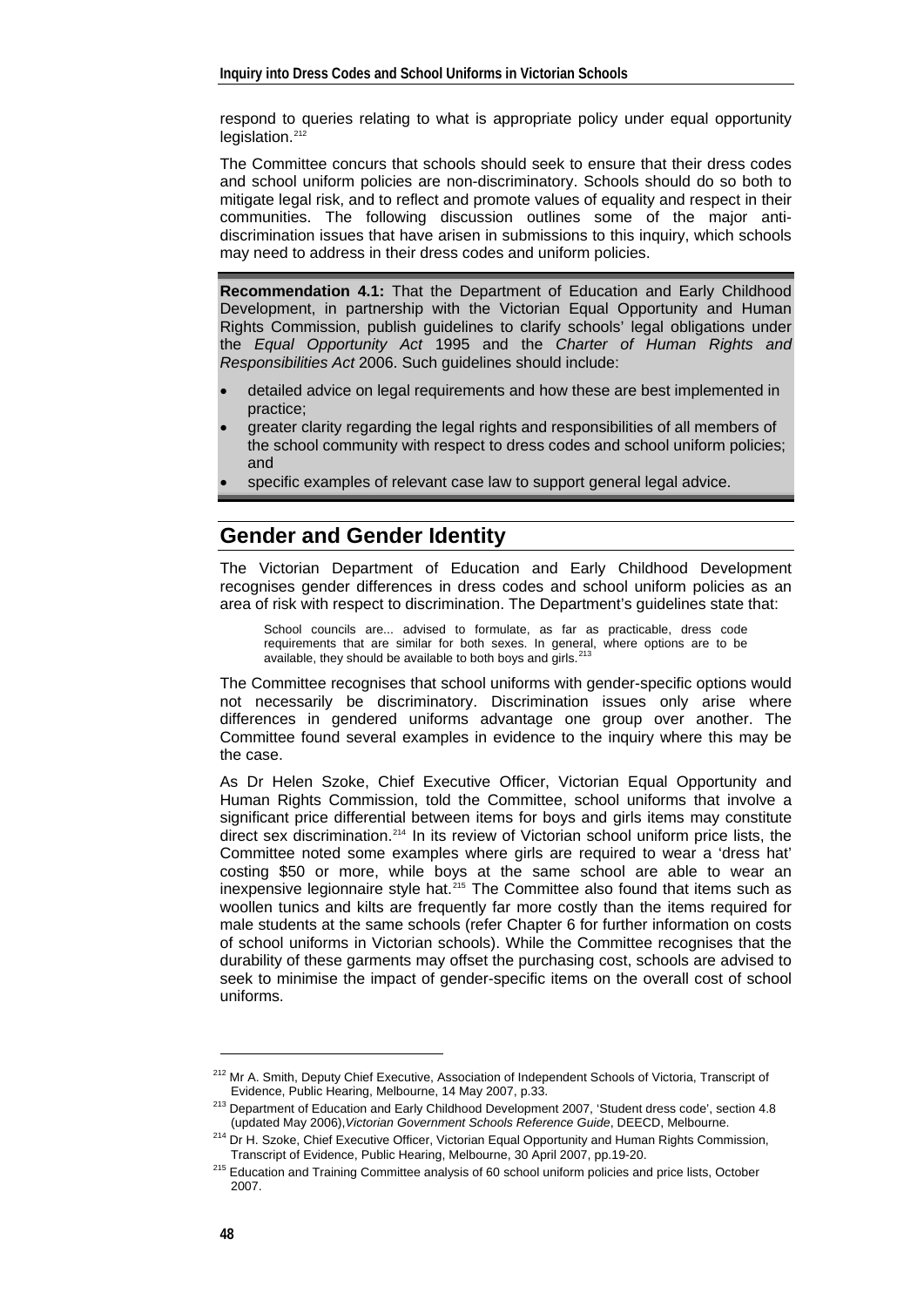respond to queries relating to what is appropriate policy under equal opportunity legislation.[212]

The Committee concurs that schools should seek to ensure that their dress codes and school uniform policies are non-discriminatory. Schools should do so both to mitigate legal risk, and to reflect and promote values of equality and respect in their communities. The following discussion outlines some of the major anti-discrimination issues that have arisen in submissions to this inquiry, which schools may need to address in their dress codes and uniform policies.

**Recommendation 4.1:** That the Department of Education and Early Childhood Development, in partnership with the Victorian Equal Opportunity and Human Rights Commission, publish guidelines to clarify schools' legal obligations under the *Equal Opportunity Act* 1995 and the *Charter of Human Rights and Responsibilities Act* 2006. Such guidelines should include:

- detailed advice on legal requirements and how these are best implemented in practice;
- greater clarity regarding the legal rights and responsibilities of all members of the school community with respect to dress codes and school uniform policies; and
- specific examples of relevant case law to support general legal advice.

## Gender and Gender Identity

The Victorian Department of Education and Early Childhood Development recognises gender differences in dress codes and school uniform policies as an area of risk with respect to discrimination. The Department's guidelines state that:

> School councils are... advised to formulate, as far as practicable, dress code requirements that are similar for both sexes. In general, where options are to be available, they should be available to both boys and girls.[213]

The Committee recognises that school uniforms with gender-specific options would not necessarily be discriminatory. Discrimination issues only arise where differences in gendered uniforms advantage one group over another. The Committee found several examples in evidence to the inquiry where this may be the case.

As Dr Helen Szoke, Chief Executive Officer, Victorian Equal Opportunity and Human Rights Commission, told the Committee, school uniforms that involve a significant price differential between items for boys and girls items may constitute direct sex discrimination.[214] In its review of Victorian school uniform price lists, the Committee noted some examples where girls are required to wear a 'dress hat' costing $50 or more, while boys at the same school are able to wear an inexpensive legionnaire style hat.[215] The Committee also found that items such as woollen tunics and kilts are frequently far more costly than the items required for male students at the same schools (refer Chapter 6 for further information on costs of school uniforms in Victorian schools). While the Committee recognises that the durability of these garments may offset the purchasing cost, schools are advised to seek to minimise the impact of gender-specific items on the overall cost of school uniforms.

---

[212] Mr A. Smith, Deputy Chief Executive, Association of Independent Schools of Victoria, Transcript of Evidence, Public Hearing, Melbourne, 14 May 2007, p.33.

[213] Department of Education and Early Childhood Development 2007, 'Student dress code', section 4.8 (updated May 2006), *Victorian Government Schools Reference Guide*, DEECD, Melbourne.

[214] Dr H. Szoke, Chief Executive Officer, Victorian Equal Opportunity and Human Rights Commission, Transcript of Evidence, Public Hearing, Melbourne, 30 April 2007, pp.19-20.

[215] Education and Training Committee analysis of 60 school uniform policies and price lists, October 2007.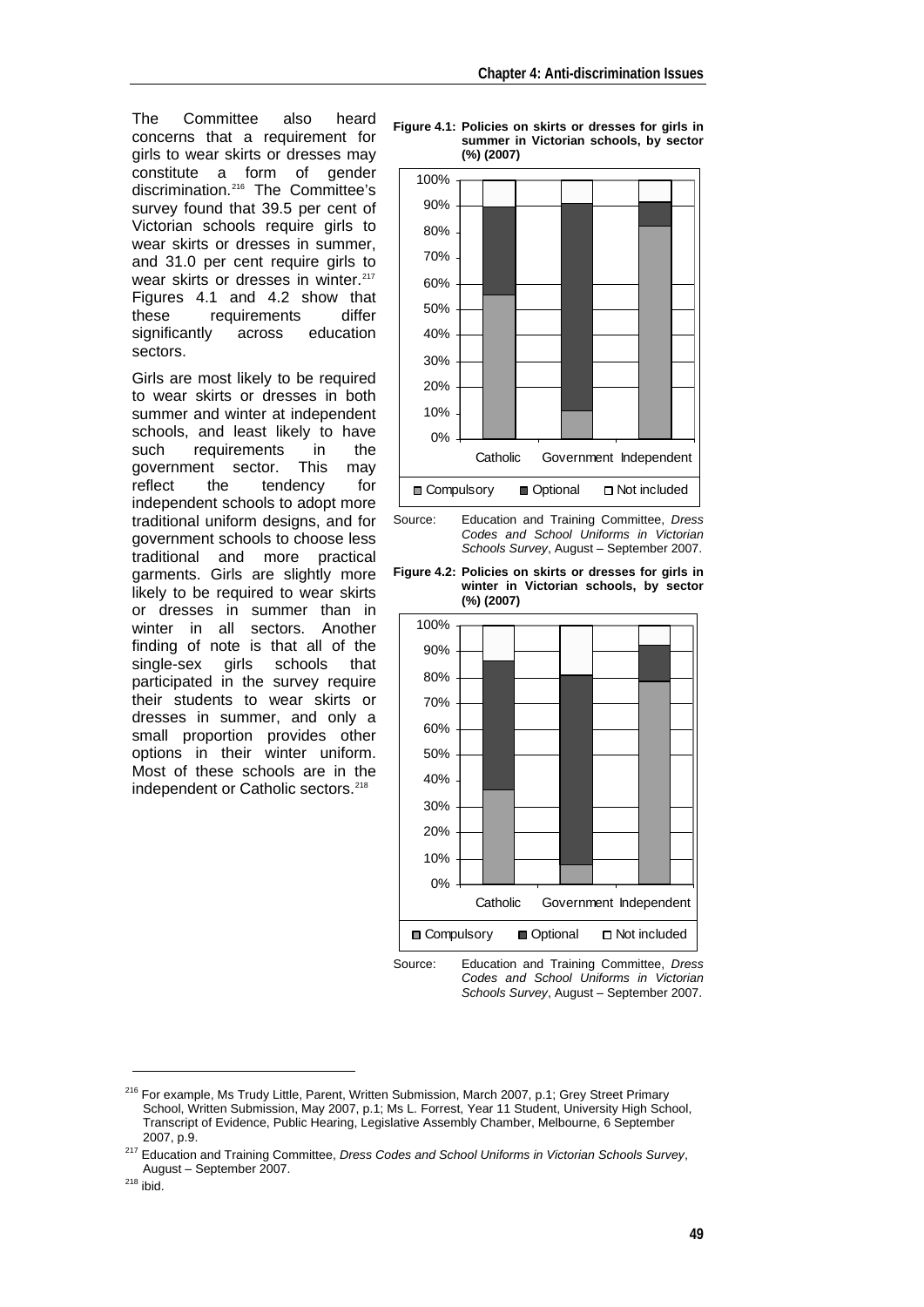The Committee also heard concerns that a requirement for girls to wear skirts or dresses may constitute a form of gender discrimination.[216] The Committee's survey found that 39.5 per cent of Victorian schools require girls to wear skirts or dresses in summer, and 31.0 per cent require girls to wear skirts or dresses in winter.[217] Figures 4.1 and 4.2 show that these requirements differ significantly across education sectors.

Girls are most likely to be required to wear skirts or dresses in both summer and winter at independent schools, and least likely to have such requirements in the government sector. This may reflect the tendency for independent schools to adopt more traditional uniform designs, and for government schools to choose less traditional and more practical garments. Girls are slightly more likely to be required to wear skirts or dresses in summer than in winter in all sectors. Another finding of note is that all of the single-sex girls schools that participated in the survey require their students to wear skirts or dresses in summer, and only a small proportion provides other options in their winter uniform. Most of these schools are in the independent or Catholic sectors.[218]

**Figure 4.1: Policies on skirts or dresses for girls in summer in Victorian schools, by sector (%) (2007)**

Source: Education and Training Committee, *Dress Codes and School Uniforms in Victorian Schools Survey*, August – September 2007.

**Figure 4.2: Policies on skirts or dresses for girls in winter in Victorian schools, by sector (%) (2007)**

Source: Education and Training Committee, *Dress Codes and School Uniforms in Victorian Schools Survey*, August – September 2007.

---

[216] For example, Ms Trudy Little, Parent, Written Submission, March 2007, p.1; Grey Street Primary School, Written Submission, May 2007, p.1; Ms L. Forrest, Year 11 Student, University High School, Transcript of Evidence, Public Hearing, Legislative Assembly Chamber, Melbourne, 6 September 2007, p.9.

[217] Education and Training Committee, *Dress Codes and School Uniforms in Victorian Schools Survey*, August – September 2007.

[218] ibid.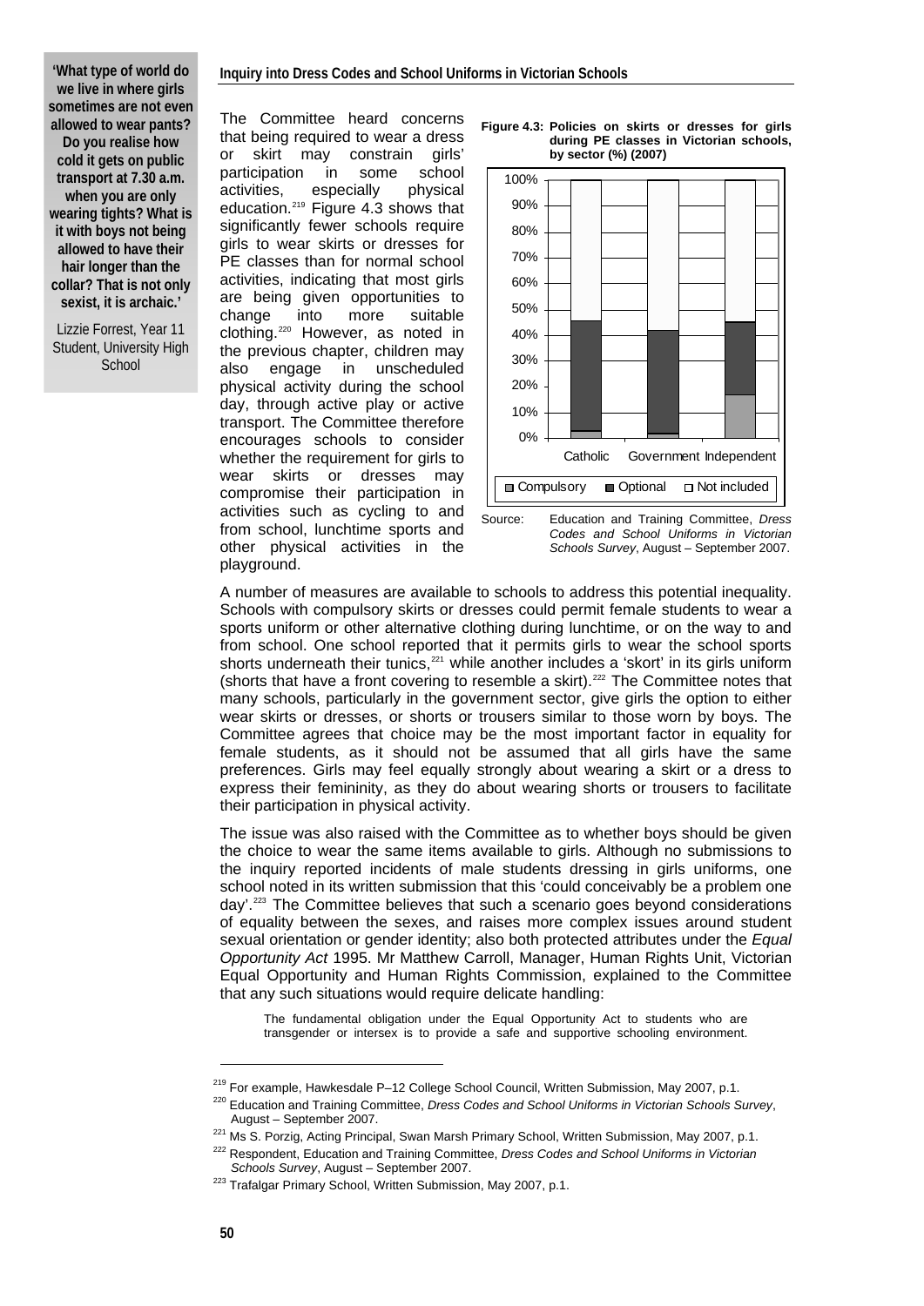> **'What type of world do we live in where girls sometimes are not even allowed to wear pants? Do you realise how cold it gets on public transport at 7.30 a.m. when you are only wearing tights? What is it with boys not being allowed to have their hair longer than the collar? That is not only sexist, it is archaic.'**
>
> Lizzie Forrest, Year 11 Student, University High School

The Committee heard concerns that being required to wear a dress or skirt may constrain girls' participation in some school activities, especially physical education.[219] Figure 4.3 shows that significantly fewer schools require girls to wear skirts or dresses for PE classes than for normal school activities, indicating that most girls are being given opportunities to change into more suitable clothing.[220] However, as noted in the previous chapter, children may also engage in unscheduled physical activity during the school day, through active play or active transport. The Committee therefore encourages schools to consider whether the requirement for girls to wear skirts or dresses may compromise their participation in activities such as cycling to and from school, lunchtime sports and other physical activities in the playground.

**Figure 4.3: Policies on skirts or dresses for girls during PE classes in Victorian schools, by sector (%) (2007)**

Legend: Compulsory, Optional, Not included. Sectors: Catholic, Government, Independent. Y-axis: 0%–100%.

Source: Education and Training Committee, *Dress Codes and School Uniforms in Victorian Schools Survey*, August – September 2007.

A number of measures are available to schools to address this potential inequality. Schools with compulsory skirts or dresses could permit female students to wear a sports uniform or other alternative clothing during lunchtime, or on the way to and from school. One school reported that it permits girls to wear the school sports shorts underneath their tunics,[221] while another includes a 'skort' in its girls uniform (shorts that have a front covering to resemble a skirt).[222] The Committee notes that many schools, particularly in the government sector, give girls the option to either wear skirts or dresses, or shorts or trousers similar to those worn by boys. The Committee agrees that choice may be the most important factor in equality for female students, as it should not be assumed that all girls have the same preferences. Girls may feel equally strongly about wearing a skirt or a dress to express their femininity, as they do about wearing shorts or trousers to facilitate their participation in physical activity.

The issue was also raised with the Committee as to whether boys should be given the choice to wear the same items available to girls. Although no submissions to the inquiry reported incidents of male students dressing in girls uniforms, one school noted in its written submission that this 'could conceivably be a problem one day'.[223] The Committee believes that such a scenario goes beyond considerations of equality between the sexes, and raises more complex issues around student sexual orientation or gender identity; also both protected attributes under the *Equal Opportunity Act* 1995. Mr Matthew Carroll, Manager, Human Rights Unit, Victorian Equal Opportunity and Human Rights Commission, explained to the Committee that any such situations would require delicate handling:

> The fundamental obligation under the Equal Opportunity Act to students who are transgender or intersex is to provide a safe and supportive schooling environment.

---

[219] For example, Hawkesdale P–12 College School Council, Written Submission, May 2007, p.1.

[220] Education and Training Committee, *Dress Codes and School Uniforms in Victorian Schools Survey*, August – September 2007.

[221] Ms S. Porzig, Acting Principal, Swan Marsh Primary School, Written Submission, May 2007, p.1.

[222] Respondent, Education and Training Committee, *Dress Codes and School Uniforms in Victorian Schools Survey*, August – September 2007.

[223] Trafalgar Primary School, Written Submission, May 2007, p.1.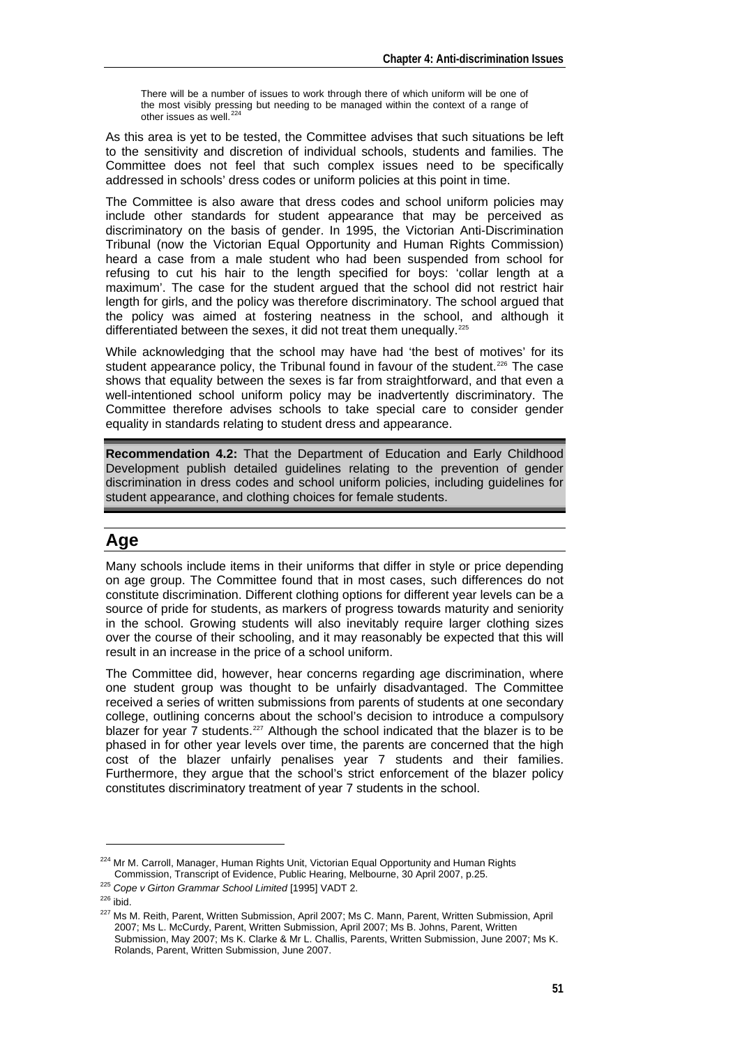> There will be a number of issues to work through there of which uniform will be one of the most visibly pressing but needing to be managed within the context of a range of other issues as well.[224]

As this area is yet to be tested, the Committee advises that such situations be left to the sensitivity and discretion of individual schools, students and families. The Committee does not feel that such complex issues need to be specifically addressed in schools' dress codes or uniform policies at this point in time.

The Committee is also aware that dress codes and school uniform policies may include other standards for student appearance that may be perceived as discriminatory on the basis of gender. In 1995, the Victorian Anti-Discrimination Tribunal (now the Victorian Equal Opportunity and Human Rights Commission) heard a case from a male student who had been suspended from school for refusing to cut his hair to the length specified for boys: 'collar length at a maximum'. The case for the student argued that the school did not restrict hair length for girls, and the policy was therefore discriminatory. The school argued that the policy was aimed at fostering neatness in the school, and although it differentiated between the sexes, it did not treat them unequally.[225]

While acknowledging that the school may have had 'the best of motives' for its student appearance policy, the Tribunal found in favour of the student.[226] The case shows that equality between the sexes is far from straightforward, and that even a well-intentioned school uniform policy may be inadvertently discriminatory. The Committee therefore advises schools to take special care to consider gender equality in standards relating to student dress and appearance.

**Recommendation 4.2:** That the Department of Education and Early Childhood Development publish detailed guidelines relating to the prevention of gender discrimination in dress codes and school uniform policies, including guidelines for student appearance, and clothing choices for female students.

## Age

Many schools include items in their uniforms that differ in style or price depending on age group. The Committee found that in most cases, such differences do not constitute discrimination. Different clothing options for different year levels can be a source of pride for students, as markers of progress towards maturity and seniority in the school. Growing students will also inevitably require larger clothing sizes over the course of their schooling, and it may reasonably be expected that this will result in an increase in the price of a school uniform.

The Committee did, however, hear concerns regarding age discrimination, where one student group was thought to be unfairly disadvantaged. The Committee received a series of written submissions from parents of students at one secondary college, outlining concerns about the school's decision to introduce a compulsory blazer for year 7 students.[227] Although the school indicated that the blazer is to be phased in for other year levels over time, the parents are concerned that the high cost of the blazer unfairly penalises year 7 students and their families. Furthermore, they argue that the school's strict enforcement of the blazer policy constitutes discriminatory treatment of year 7 students in the school.

---

[224] Mr M. Carroll, Manager, Human Rights Unit, Victorian Equal Opportunity and Human Rights Commission, Transcript of Evidence, Public Hearing, Melbourne, 30 April 2007, p.25.

[225] *Cope v Girton Grammar School Limited* [1995] VADT 2.

[226] ibid.

[227] Ms M. Reith, Parent, Written Submission, April 2007; Ms C. Mann, Parent, Written Submission, April 2007; Ms L. McCurdy, Parent, Written Submission, April 2007; Ms B. Johns, Parent, Written Submission, May 2007; Ms K. Clarke & Mr L. Challis, Parents, Written Submission, June 2007; Ms K. Rolands, Parent, Written Submission, June 2007.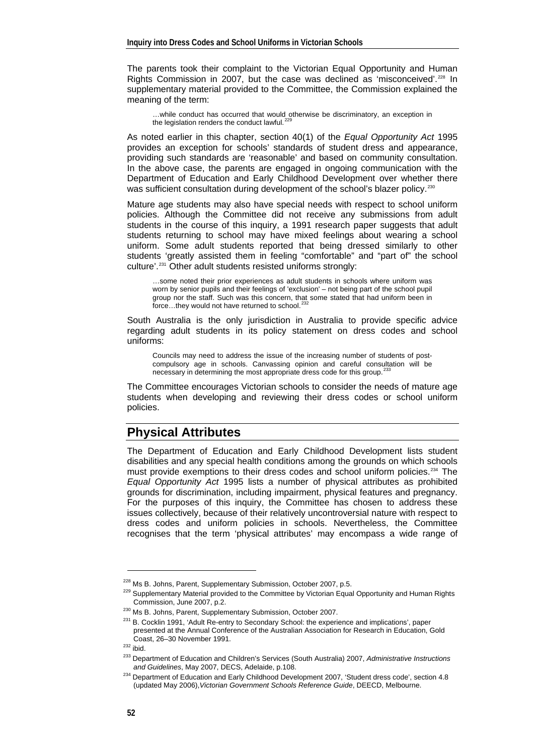The parents took their complaint to the Victorian Equal Opportunity and Human Rights Commission in 2007, but the case was declined as 'misconceived'.[228] In supplementary material provided to the Committee, the Commission explained the meaning of the term:

> …while conduct has occurred that would otherwise be discriminatory, an exception in the legislation renders the conduct lawful.[229]

As noted earlier in this chapter, section 40(1) of the *Equal Opportunity Act* 1995 provides an exception for schools' standards of student dress and appearance, providing such standards are 'reasonable' and based on community consultation. In the above case, the parents are engaged in ongoing communication with the Department of Education and Early Childhood Development over whether there was sufficient consultation during development of the school's blazer policy.[230]

Mature age students may also have special needs with respect to school uniform policies. Although the Committee did not receive any submissions from adult students in the course of this inquiry, a 1991 research paper suggests that adult students returning to school may have mixed feelings about wearing a school uniform. Some adult students reported that being dressed similarly to other students 'greatly assisted them in feeling "comfortable" and "part of" the school culture'.[231] Other adult students resisted uniforms strongly:

> …some noted their prior experiences as adult students in schools where uniform was worn by senior pupils and their feelings of 'exclusion' – not being part of the school pupil group nor the staff. Such was this concern, that some stated that had uniform been in force…they would not have returned to school.[232]

South Australia is the only jurisdiction in Australia to provide specific advice regarding adult students in its policy statement on dress codes and school uniforms:

> Councils may need to address the issue of the increasing number of students of post-compulsory age in schools. Canvassing opinion and careful consultation will be necessary in determining the most appropriate dress code for this group.[233]

The Committee encourages Victorian schools to consider the needs of mature age students when developing and reviewing their dress codes or school uniform policies.

## Physical Attributes

The Department of Education and Early Childhood Development lists student disabilities and any special health conditions among the grounds on which schools must provide exemptions to their dress codes and school uniform policies.[234] The *Equal Opportunity Act* 1995 lists a number of physical attributes as prohibited grounds for discrimination, including impairment, physical features and pregnancy. For the purposes of this inquiry, the Committee has chosen to address these issues collectively, because of their relatively uncontroversial nature with respect to dress codes and uniform policies in schools. Nevertheless, the Committee recognises that the term 'physical attributes' may encompass a wide range of

---

[228] Ms B. Johns, Parent, Supplementary Submission, October 2007, p.5.

[229] Supplementary Material provided to the Committee by Victorian Equal Opportunity and Human Rights Commission, June 2007, p.2.

[230] Ms B. Johns, Parent, Supplementary Submission, October 2007.

[231] B. Cocklin 1991, 'Adult Re-entry to Secondary School: the experience and implications', paper presented at the Annual Conference of the Australian Association for Research in Education, Gold Coast, 26–30 November 1991.

[232] ibid.

[233] Department of Education and Children's Services (South Australia) 2007, *Administrative Instructions and Guidelines*, May 2007, DECS, Adelaide, p.108.

[234] Department of Education and Early Childhood Development 2007, 'Student dress code', section 4.8 (updated May 2006), *Victorian Government Schools Reference Guide*, DEECD, Melbourne.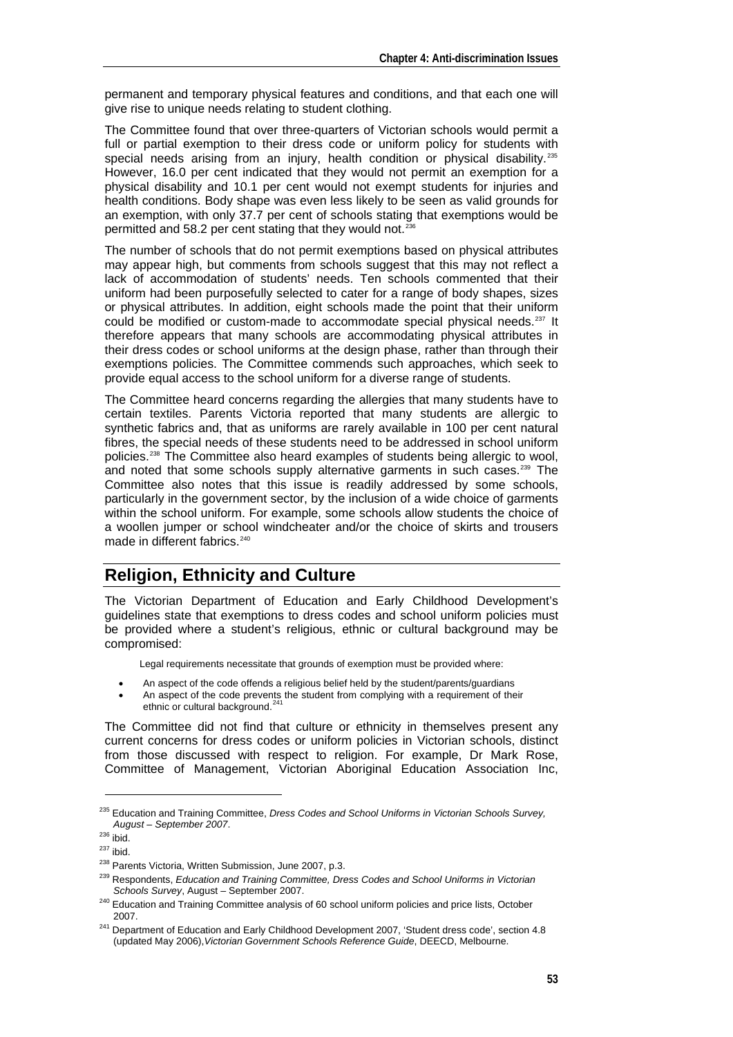permanent and temporary physical features and conditions, and that each one will give rise to unique needs relating to student clothing.

The Committee found that over three-quarters of Victorian schools would permit a full or partial exemption to their dress code or uniform policy for students with special needs arising from an injury, health condition or physical disability.[235] However, 16.0 per cent indicated that they would not permit an exemption for a physical disability and 10.1 per cent would not exempt students for injuries and health conditions. Body shape was even less likely to be seen as valid grounds for an exemption, with only 37.7 per cent of schools stating that exemptions would be permitted and 58.2 per cent stating that they would not.[236]

The number of schools that do not permit exemptions based on physical attributes may appear high, but comments from schools suggest that this may not reflect a lack of accommodation of students' needs. Ten schools commented that their uniform had been purposefully selected to cater for a range of body shapes, sizes or physical attributes. In addition, eight schools made the point that their uniform could be modified or custom-made to accommodate special physical needs.[237] It therefore appears that many schools are accommodating physical attributes in their dress codes or school uniforms at the design phase, rather than through their exemptions policies. The Committee commends such approaches, which seek to provide equal access to the school uniform for a diverse range of students.

The Committee heard concerns regarding the allergies that many students have to certain textiles. Parents Victoria reported that many students are allergic to synthetic fabrics and, that as uniforms are rarely available in 100 per cent natural fibres, the special needs of these students need to be addressed in school uniform policies.[238] The Committee also heard examples of students being allergic to wool, and noted that some schools supply alternative garments in such cases.[239] The Committee also notes that this issue is readily addressed by some schools, particularly in the government sector, by the inclusion of a wide choice of garments within the school uniform. For example, some schools allow students the choice of a woollen jumper or school windcheater and/or the choice of skirts and trousers made in different fabrics.[240]

## Religion, Ethnicity and Culture

The Victorian Department of Education and Early Childhood Development's guidelines state that exemptions to dress codes and school uniform policies must be provided where a student's religious, ethnic or cultural background may be compromised:

> Legal requirements necessitate that grounds of exemption must be provided where:
>
> - An aspect of the code offends a religious belief held by the student/parents/guardians
> - An aspect of the code prevents the student from complying with a requirement of their ethnic or cultural background.[241]

The Committee did not find that culture or ethnicity in themselves present any current concerns for dress codes or uniform policies in Victorian schools, distinct from those discussed with respect to religion. For example, Dr Mark Rose, Committee of Management, Victorian Aboriginal Education Association Inc,

---

[235] Education and Training Committee, *Dress Codes and School Uniforms in Victorian Schools Survey, August – September 2007*.

[236] ibid.

[237] ibid.

[238] Parents Victoria, Written Submission, June 2007, p.3.

[239] Respondents, *Education and Training Committee, Dress Codes and School Uniforms in Victorian Schools Survey*, August – September 2007.

[240] Education and Training Committee analysis of 60 school uniform policies and price lists, October 2007.

[241] Department of Education and Early Childhood Development 2007, 'Student dress code', section 4.8 (updated May 2006), *Victorian Government Schools Reference Guide*, DEECD, Melbourne.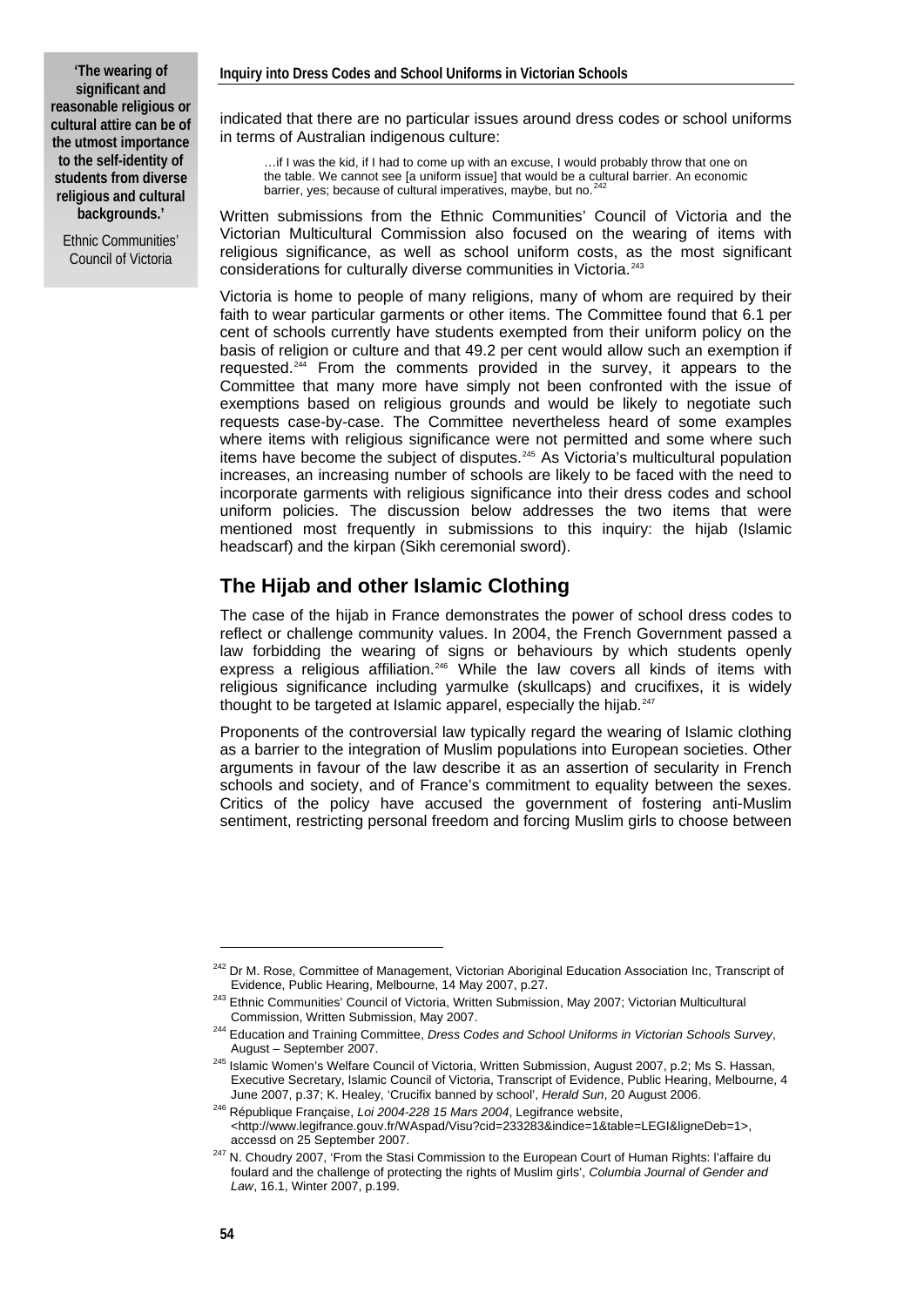> **'The wearing of significant and reasonable religious or cultural attire can be of the utmost importance to the self-identity of students from diverse religious and cultural backgrounds.'**
>
> Ethnic Communities' Council of Victoria

indicated that there are no particular issues around dress codes or school uniforms in terms of Australian indigenous culture:

> …if I was the kid, if I had to come up with an excuse, I would probably throw that one on the table. We cannot see [a uniform issue] that would be a cultural barrier. An economic barrier, yes; because of cultural imperatives, maybe, but no.[242]

Written submissions from the Ethnic Communities' Council of Victoria and the Victorian Multicultural Commission also focused on the wearing of items with religious significance, as well as school uniform costs, as the most significant considerations for culturally diverse communities in Victoria.[243]

Victoria is home to people of many religions, many of whom are required by their faith to wear particular garments or other items. The Committee found that 6.1 per cent of schools currently have students exempted from their uniform policy on the basis of religion or culture and that 49.2 per cent would allow such an exemption if requested.[244] From the comments provided in the survey, it appears to the Committee that many more have simply not been confronted with the issue of exemptions based on religious grounds and would be likely to negotiate such requests case-by-case. The Committee nevertheless heard of some examples where items with religious significance were not permitted and some where such items have become the subject of disputes.[245] As Victoria's multicultural population increases, an increasing number of schools are likely to be faced with the need to incorporate garments with religious significance into their dress codes and school uniform policies. The discussion below addresses the two items that were mentioned most frequently in submissions to this inquiry: the hijab (Islamic headscarf) and the kirpan (Sikh ceremonial sword).

## The Hijab and other Islamic Clothing

The case of the hijab in France demonstrates the power of school dress codes to reflect or challenge community values. In 2004, the French Government passed a law forbidding the wearing of signs or behaviours by which students openly express a religious affiliation.[246] While the law covers all kinds of items with religious significance including yarmulke (skullcaps) and crucifixes, it is widely thought to be targeted at Islamic apparel, especially the hijab.[247]

Proponents of the controversial law typically regard the wearing of Islamic clothing as a barrier to the integration of Muslim populations into European societies. Other arguments in favour of the law describe it as an assertion of secularity in French schools and society, and of France's commitment to equality between the sexes. Critics of the policy have accused the government of fostering anti-Muslim sentiment, restricting personal freedom and forcing Muslim girls to choose between

---

[242] Dr M. Rose, Committee of Management, Victorian Aboriginal Education Association Inc, Transcript of Evidence, Public Hearing, Melbourne, 14 May 2007, p.27.

[243] Ethnic Communities' Council of Victoria, Written Submission, May 2007; Victorian Multicultural Commission, Written Submission, May 2007.

[244] Education and Training Committee, *Dress Codes and School Uniforms in Victorian Schools Survey*, August – September 2007.

[245] Islamic Women's Welfare Council of Victoria, Written Submission, August 2007, p.2; Ms S. Hassan, Executive Secretary, Islamic Council of Victoria, Transcript of Evidence, Public Hearing, Melbourne, 4 June 2007, p.37; K. Healey, 'Crucifix banned by school', *Herald Sun*, 20 August 2006.

[246] République Française, *Loi 2004-228 15 Mars 2004*, Legifrance website, <http://www.legifrance.gouv.fr/WAspad/Visu?cid=233283&indice=1&table=LEGI&ligneDeb=1>, accessd on 25 September 2007.

[247] N. Choudry 2007, 'From the Stasi Commission to the European Court of Human Rights: l'affaire du foulard and the challenge of protecting the rights of Muslim girls', *Columbia Journal of Gender and Law*, 16.1, Winter 2007, p.199.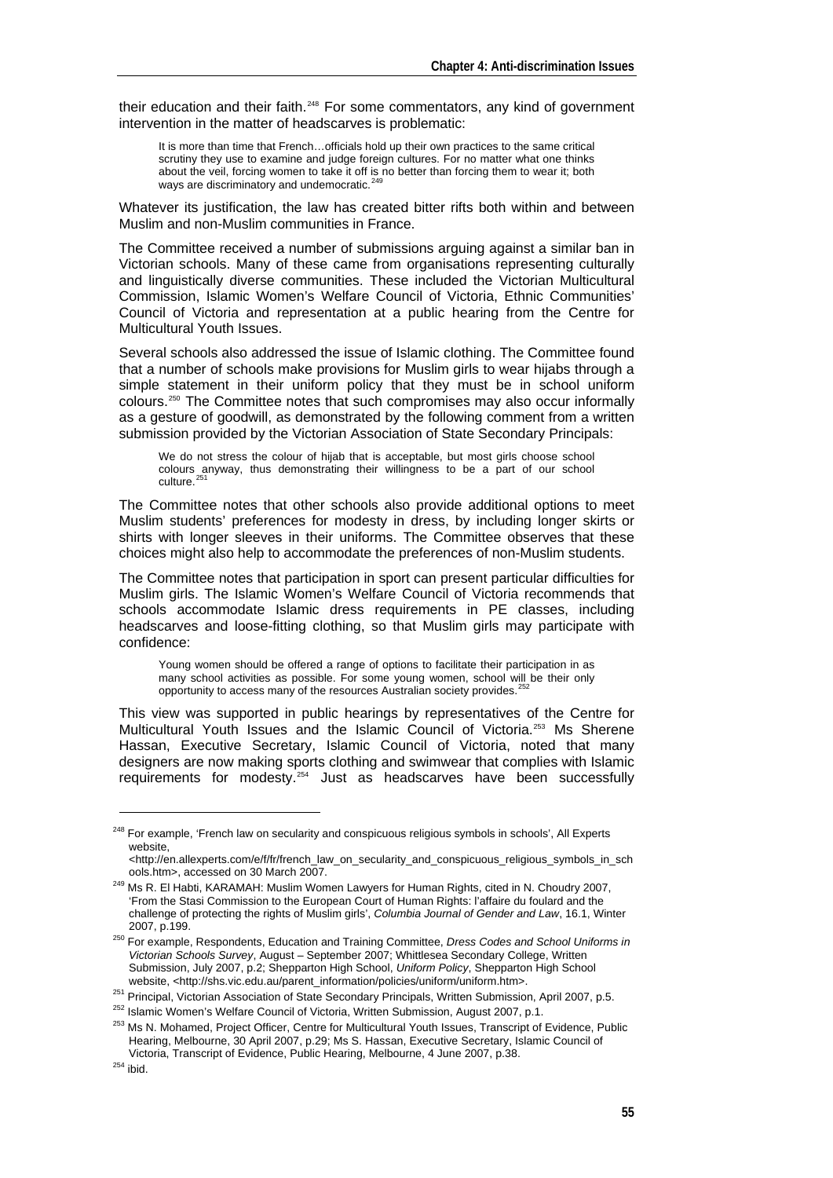their education and their faith.[248] For some commentators, any kind of government intervention in the matter of headscarves is problematic:

> It is more than time that French…officials hold up their own practices to the same critical scrutiny they use to examine and judge foreign cultures. For no matter what one thinks about the veil, forcing women to take it off is no better than forcing them to wear it; both ways are discriminatory and undemocratic.[249]

Whatever its justification, the law has created bitter rifts both within and between Muslim and non-Muslim communities in France.

The Committee received a number of submissions arguing against a similar ban in Victorian schools. Many of these came from organisations representing culturally and linguistically diverse communities. These included the Victorian Multicultural Commission, Islamic Women's Welfare Council of Victoria, Ethnic Communities' Council of Victoria and representation at a public hearing from the Centre for Multicultural Youth Issues.

Several schools also addressed the issue of Islamic clothing. The Committee found that a number of schools make provisions for Muslim girls to wear hijabs through a simple statement in their uniform policy that they must be in school uniform colours.[250] The Committee notes that such compromises may also occur informally as a gesture of goodwill, as demonstrated by the following comment from a written submission provided by the Victorian Association of State Secondary Principals:

> We do not stress the colour of hijab that is acceptable, but most girls choose school colours anyway, thus demonstrating their willingness to be a part of our school culture.[251]

The Committee notes that other schools also provide additional options to meet Muslim students' preferences for modesty in dress, by including longer skirts or shirts with longer sleeves in their uniforms. The Committee observes that these choices might also help to accommodate the preferences of non-Muslim students.

The Committee notes that participation in sport can present particular difficulties for Muslim girls. The Islamic Women's Welfare Council of Victoria recommends that schools accommodate Islamic dress requirements in PE classes, including headscarves and loose-fitting clothing, so that Muslim girls may participate with confidence:

> Young women should be offered a range of options to facilitate their participation in as many school activities as possible. For some young women, school will be their only opportunity to access many of the resources Australian society provides.[252]

This view was supported in public hearings by representatives of the Centre for Multicultural Youth Issues and the Islamic Council of Victoria.[253] Ms Sherene Hassan, Executive Secretary, Islamic Council of Victoria, noted that many designers are now making sports clothing and swimwear that complies with Islamic requirements for modesty.[254] Just as headscarves have been successfully

---

[248] For example, 'French law on secularity and conspicuous religious symbols in schools', All Experts website, <http://en.allexperts.com/e/f/fr/french_law_on_secularity_and_conspicuous_religious_symbols_in_schools.htm>, accessed on 30 March 2007.

[249] Ms R. El Habti, KARAMAH: Muslim Women Lawyers for Human Rights, cited in N. Choudry 2007, 'From the Stasi Commission to the European Court of Human Rights: l'affaire du foulard and the challenge of protecting the rights of Muslim girls', *Columbia Journal of Gender and Law*, 16.1, Winter 2007, p.199.

[250] For example, Respondents, Education and Training Committee, *Dress Codes and School Uniforms in Victorian Schools Survey*, August – September 2007; Whittlesea Secondary College, Written Submission, July 2007, p.2; Shepparton High School, *Uniform Policy*, Shepparton High School website, <http://shs.vic.edu.au/parent_information/policies/uniform/uniform.htm>.

[251] Principal, Victorian Association of State Secondary Principals, Written Submission, April 2007, p.5.

[252] Islamic Women's Welfare Council of Victoria, Written Submission, August 2007, p.1.

[253] Ms N. Mohamed, Project Officer, Centre for Multicultural Youth Issues, Transcript of Evidence, Public Hearing, Melbourne, 30 April 2007, p.29; Ms S. Hassan, Executive Secretary, Islamic Council of Victoria, Transcript of Evidence, Public Hearing, Melbourne, 4 June 2007, p.38.

[254] ibid.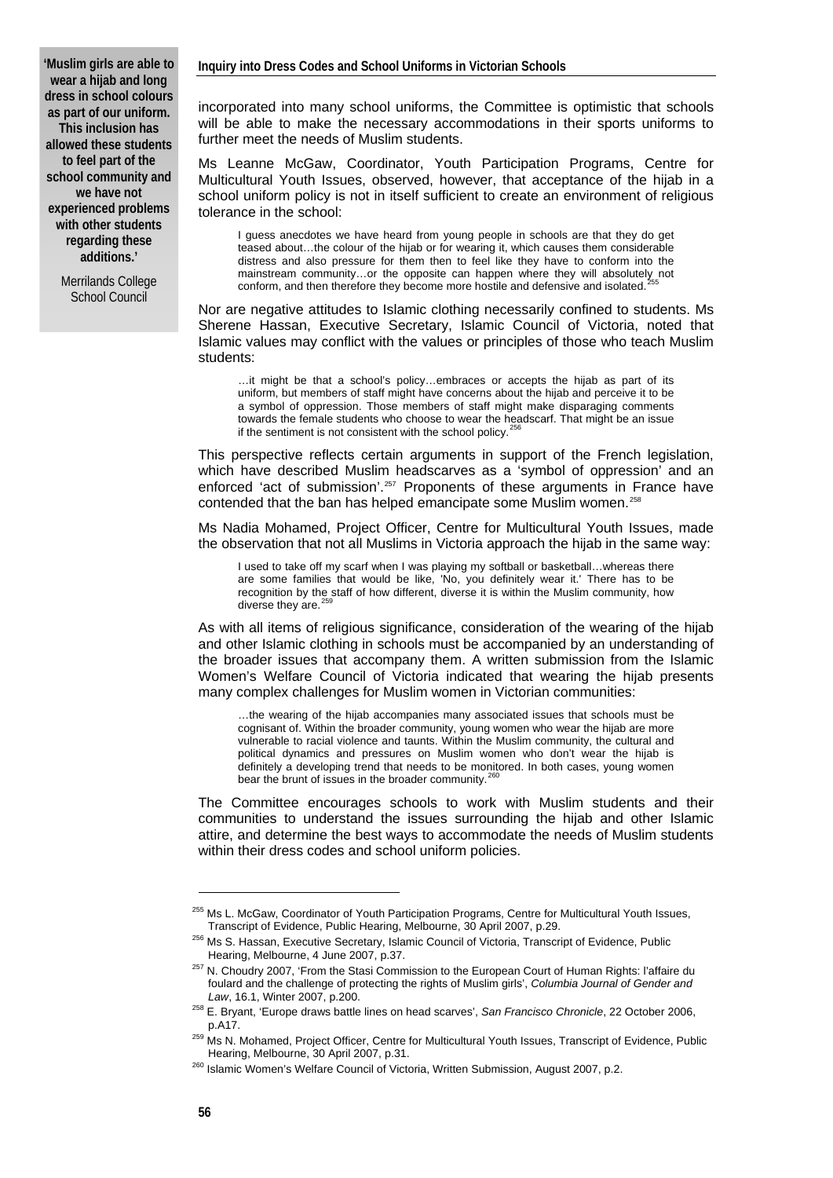**'Muslim girls are able to wear a hijab and long dress in school colours as part of our uniform. This inclusion has allowed these students to feel part of the school community and we have not experienced problems with other students regarding these additions.'**

Merrilands College School Council

incorporated into many school uniforms, the Committee is optimistic that schools will be able to make the necessary accommodations in their sports uniforms to further meet the needs of Muslim students.

Ms Leanne McGaw, Coordinator, Youth Participation Programs, Centre for Multicultural Youth Issues, observed, however, that acceptance of the hijab in a school uniform policy is not in itself sufficient to create an environment of religious tolerance in the school:

> I guess anecdotes we have heard from young people in schools are that they do get teased about…the colour of the hijab or for wearing it, which causes them considerable distress and also pressure for them then to feel like they have to conform into the mainstream community…or the opposite can happen where they will absolutely not conform, and then therefore they become more hostile and defensive and isolated.[255]

Nor are negative attitudes to Islamic clothing necessarily confined to students. Ms Sherene Hassan, Executive Secretary, Islamic Council of Victoria, noted that Islamic values may conflict with the values or principles of those who teach Muslim students:

> …it might be that a school's policy…embraces or accepts the hijab as part of its uniform, but members of staff might have concerns about the hijab and perceive it to be a symbol of oppression. Those members of staff might make disparaging comments towards the female students who choose to wear the headscarf. That might be an issue if the sentiment is not consistent with the school policy.[256]

This perspective reflects certain arguments in support of the French legislation, which have described Muslim headscarves as a 'symbol of oppression' and an enforced 'act of submission'.[257] Proponents of these arguments in France have contended that the ban has helped emancipate some Muslim women.[258]

Ms Nadia Mohamed, Project Officer, Centre for Multicultural Youth Issues, made the observation that not all Muslims in Victoria approach the hijab in the same way:

> I used to take off my scarf when I was playing my softball or basketball…whereas there are some families that would be like, 'No, you definitely wear it.' There has to be recognition by the staff of how different, diverse it is within the Muslim community, how diverse they are.[259]

As with all items of religious significance, consideration of the wearing of the hijab and other Islamic clothing in schools must be accompanied by an understanding of the broader issues that accompany them. A written submission from the Islamic Women's Welfare Council of Victoria indicated that wearing the hijab presents many complex challenges for Muslim women in Victorian communities:

> …the wearing of the hijab accompanies many associated issues that schools must be cognisant of. Within the broader community, young women who wear the hijab are more vulnerable to racial violence and taunts. Within the Muslim community, the cultural and political dynamics and pressures on Muslim women who don't wear the hijab is definitely a developing trend that needs to be monitored. In both cases, young women bear the brunt of issues in the broader community.[260]

The Committee encourages schools to work with Muslim students and their communities to understand the issues surrounding the hijab and other Islamic attire, and determine the best ways to accommodate the needs of Muslim students within their dress codes and school uniform policies.

---

[255] Ms L. McGaw, Coordinator of Youth Participation Programs, Centre for Multicultural Youth Issues, Transcript of Evidence, Public Hearing, Melbourne, 30 April 2007, p.29.

[256] Ms S. Hassan, Executive Secretary, Islamic Council of Victoria, Transcript of Evidence, Public Hearing, Melbourne, 4 June 2007, p.37.

[257] N. Choudry 2007, 'From the Stasi Commission to the European Court of Human Rights: l'affaire du foulard and the challenge of protecting the rights of Muslim girls', *Columbia Journal of Gender and Law*, 16.1, Winter 2007, p.200.

[258] E. Bryant, 'Europe draws battle lines on head scarves', *San Francisco Chronicle*, 22 October 2006, p.A17.

[259] Ms N. Mohamed, Project Officer, Centre for Multicultural Youth Issues, Transcript of Evidence, Public Hearing, Melbourne, 30 April 2007, p.31.

[260] Islamic Women's Welfare Council of Victoria, Written Submission, August 2007, p.2.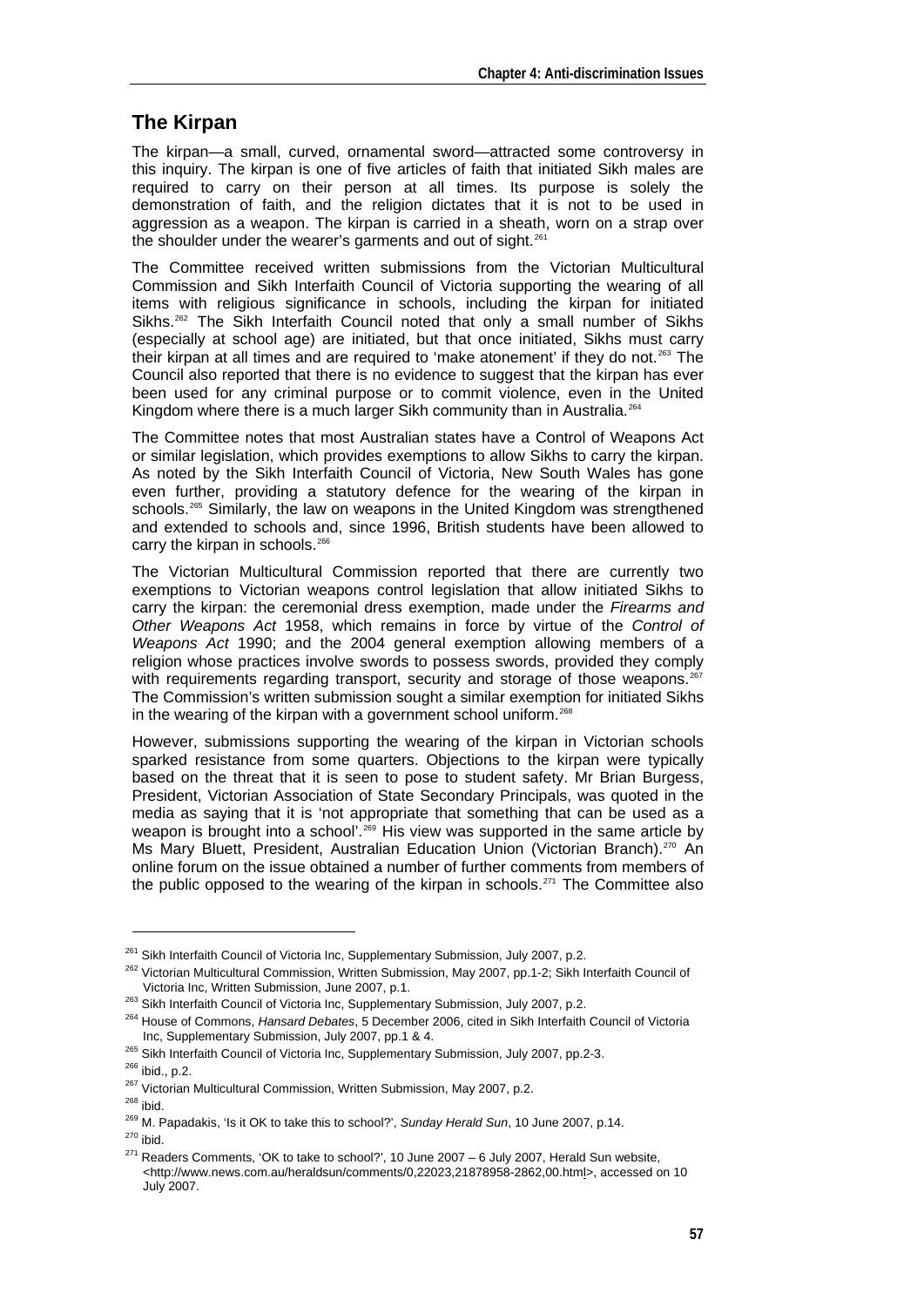## The Kirpan

The kirpan—a small, curved, ornamental sword—attracted some controversy in this inquiry. The kirpan is one of five articles of faith that initiated Sikh males are required to carry on their person at all times. Its purpose is solely the demonstration of faith, and the religion dictates that it is not to be used in aggression as a weapon. The kirpan is carried in a sheath, worn on a strap over the shoulder under the wearer's garments and out of sight.[261]

The Committee received written submissions from the Victorian Multicultural Commission and Sikh Interfaith Council of Victoria supporting the wearing of all items with religious significance in schools, including the kirpan for initiated Sikhs.[262] The Sikh Interfaith Council noted that only a small number of Sikhs (especially at school age) are initiated, but that once initiated, Sikhs must carry their kirpan at all times and are required to 'make atonement' if they do not.[263] The Council also reported that there is no evidence to suggest that the kirpan has ever been used for any criminal purpose or to commit violence, even in the United Kingdom where there is a much larger Sikh community than in Australia.[264]

The Committee notes that most Australian states have a Control of Weapons Act or similar legislation, which provides exemptions to allow Sikhs to carry the kirpan. As noted by the Sikh Interfaith Council of Victoria, New South Wales has gone even further, providing a statutory defence for the wearing of the kirpan in schools.[265] Similarly, the law on weapons in the United Kingdom was strengthened and extended to schools and, since 1996, British students have been allowed to carry the kirpan in schools.[266]

The Victorian Multicultural Commission reported that there are currently two exemptions to Victorian weapons control legislation that allow initiated Sikhs to carry the kirpan: the ceremonial dress exemption, made under the *Firearms and Other Weapons Act* 1958, which remains in force by virtue of the *Control of Weapons Act* 1990; and the 2004 general exemption allowing members of a religion whose practices involve swords to possess swords, provided they comply with requirements regarding transport, security and storage of those weapons.[267] The Commission's written submission sought a similar exemption for initiated Sikhs in the wearing of the kirpan with a government school uniform.[268]

However, submissions supporting the wearing of the kirpan in Victorian schools sparked resistance from some quarters. Objections to the kirpan were typically based on the threat that it is seen to pose to student safety. Mr Brian Burgess, President, Victorian Association of State Secondary Principals, was quoted in the media as saying that it is 'not appropriate that something that can be used as a weapon is brought into a school'.[269] His view was supported in the same article by Ms Mary Bluett, President, Australian Education Union (Victorian Branch).[270] An online forum on the issue obtained a number of further comments from members of the public opposed to the wearing of the kirpan in schools.[271] The Committee also

---

[261] Sikh Interfaith Council of Victoria Inc, Supplementary Submission, July 2007, p.2.

[262] Victorian Multicultural Commission, Written Submission, May 2007, pp.1-2; Sikh Interfaith Council of Victoria Inc, Written Submission, June 2007, p.1.

[263] Sikh Interfaith Council of Victoria Inc, Supplementary Submission, July 2007, p.2.

[264] House of Commons, *Hansard Debates*, 5 December 2006, cited in Sikh Interfaith Council of Victoria Inc, Supplementary Submission, July 2007, pp.1 & 4.

[265] Sikh Interfaith Council of Victoria Inc, Supplementary Submission, July 2007, pp.2-3.

[266] ibid., p.2.

[267] Victorian Multicultural Commission, Written Submission, May 2007, p.2.

[268] ibid.

[269] M. Papadakis, 'Is it OK to take this to school?', *Sunday Herald Sun*, 10 June 2007, p.14.

[270] ibid.

[271] Readers Comments, 'OK to take to school?', 10 June 2007 – 6 July 2007, Herald Sun website, <http://www.news.com.au/heraldsun/comments/0,22023,21878958-2862,00.html>, accessed on 10 July 2007.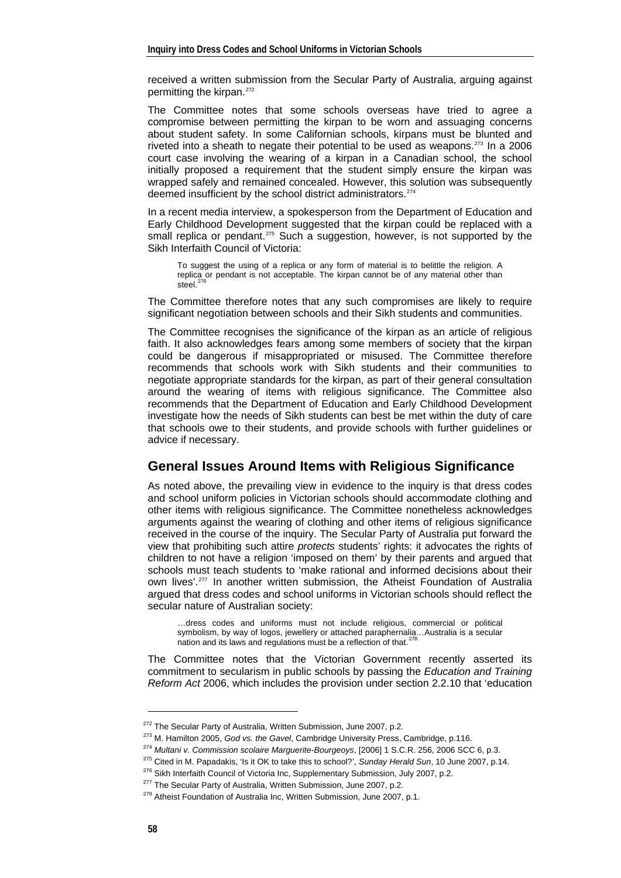received a written submission from the Secular Party of Australia, arguing against permitting the kirpan.[272]

The Committee notes that some schools overseas have tried to agree a compromise between permitting the kirpan to be worn and assuaging concerns about student safety. In some Californian schools, kirpans must be blunted and riveted into a sheath to negate their potential to be used as weapons.[273] In a 2006 court case involving the wearing of a kirpan in a Canadian school, the school initially proposed a requirement that the student simply ensure the kirpan was wrapped safely and remained concealed. However, this solution was subsequently deemed insufficient by the school district administrators.[274]

In a recent media interview, a spokesperson from the Department of Education and Early Childhood Development suggested that the kirpan could be replaced with a small replica or pendant.[275] Such a suggestion, however, is not supported by the Sikh Interfaith Council of Victoria:

> To suggest the using of a replica or any form of material is to belittle the religion. A replica or pendant is not acceptable. The kirpan cannot be of any material other than steel.[276]

The Committee therefore notes that any such compromises are likely to require significant negotiation between schools and their Sikh students and communities.

The Committee recognises the significance of the kirpan as an article of religious faith. It also acknowledges fears among some members of society that the kirpan could be dangerous if misappropriated or misused. The Committee therefore recommends that schools work with Sikh students and their communities to negotiate appropriate standards for the kirpan, as part of their general consultation around the wearing of items with religious significance. The Committee also recommends that the Department of Education and Early Childhood Development investigate how the needs of Sikh students can best be met within the duty of care that schools owe to their students, and provide schools with further guidelines or advice if necessary.

## General Issues Around Items with Religious Significance

As noted above, the prevailing view in evidence to the inquiry is that dress codes and school uniform policies in Victorian schools should accommodate clothing and other items with religious significance. The Committee nonetheless acknowledges arguments against the wearing of clothing and other items of religious significance received in the course of the inquiry. The Secular Party of Australia put forward the view that prohibiting such attire *protects* students' rights: it advocates the rights of children to not have a religion 'imposed on them' by their parents and argued that schools must teach students to 'make rational and informed decisions about their own lives'.[277] In another written submission, the Atheist Foundation of Australia argued that dress codes and school uniforms in Victorian schools should reflect the secular nature of Australian society:

> …dress codes and uniforms must not include religious, commercial or political symbolism, by way of logos, jewellery or attached paraphernalia…Australia is a secular nation and its laws and regulations must be a reflection of that.[278]

The Committee notes that the Victorian Government recently asserted its commitment to secularism in public schools by passing the *Education and Training Reform Act* 2006, which includes the provision under section 2.2.10 that 'education

---

[272] The Secular Party of Australia, Written Submission, June 2007, p.2.

[273] M. Hamilton 2005, *God vs. the Gavel*, Cambridge University Press, Cambridge, p.116.

[274] *Multani v. Commission scolaire Marguerite-Bourgeoys*, [2006] 1 S.C.R. 256, 2006 SCC 6, p.3.

[275] Cited in M. Papadakis, 'Is it OK to take this to school?', *Sunday Herald Sun*, 10 June 2007, p.14.

[276] Sikh Interfaith Council of Victoria Inc, Supplementary Submission, July 2007, p.2.

[277] The Secular Party of Australia, Written Submission, June 2007, p.2.

[278] Atheist Foundation of Australia Inc, Written Submission, June 2007, p.1.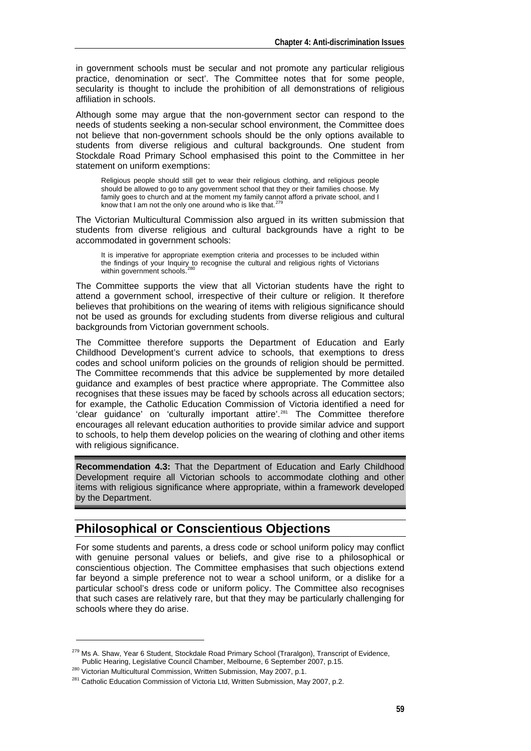in government schools must be secular and not promote any particular religious practice, denomination or sect'. The Committee notes that for some people, secularity is thought to include the prohibition of all demonstrations of religious affiliation in schools.

Although some may argue that the non-government sector can respond to the needs of students seeking a non-secular school environment, the Committee does not believe that non-government schools should be the only options available to students from diverse religious and cultural backgrounds. One student from Stockdale Road Primary School emphasised this point to the Committee in her statement on uniform exemptions:

> Religious people should still get to wear their religious clothing, and religious people should be allowed to go to any government school that they or their families choose. My family goes to church and at the moment my family cannot afford a private school, and I know that I am not the only one around who is like that.[279]

The Victorian Multicultural Commission also argued in its written submission that students from diverse religious and cultural backgrounds have a right to be accommodated in government schools:

> It is imperative for appropriate exemption criteria and processes to be included within the findings of your Inquiry to recognise the cultural and religious rights of Victorians within government schools.[280]

The Committee supports the view that all Victorian students have the right to attend a government school, irrespective of their culture or religion. It therefore believes that prohibitions on the wearing of items with religious significance should not be used as grounds for excluding students from diverse religious and cultural backgrounds from Victorian government schools.

The Committee therefore supports the Department of Education and Early Childhood Development's current advice to schools, that exemptions to dress codes and school uniform policies on the grounds of religion should be permitted. The Committee recommends that this advice be supplemented by more detailed guidance and examples of best practice where appropriate. The Committee also recognises that these issues may be faced by schools across all education sectors; for example, the Catholic Education Commission of Victoria identified a need for 'clear guidance' on 'culturally important attire'.[281] The Committee therefore encourages all relevant education authorities to provide similar advice and support to schools, to help them develop policies on the wearing of clothing and other items with religious significance.

**Recommendation 4.3:** That the Department of Education and Early Childhood Development require all Victorian schools to accommodate clothing and other items with religious significance where appropriate, within a framework developed by the Department.

## Philosophical or Conscientious Objections

For some students and parents, a dress code or school uniform policy may conflict with genuine personal values or beliefs, and give rise to a philosophical or conscientious objection. The Committee emphasises that such objections extend far beyond a simple preference not to wear a school uniform, or a dislike for a particular school's dress code or uniform policy. The Committee also recognises that such cases are relatively rare, but that they may be particularly challenging for schools where they do arise.

---

[279] Ms A. Shaw, Year 6 Student, Stockdale Road Primary School (Traralgon), Transcript of Evidence, Public Hearing, Legislative Council Chamber, Melbourne, 6 September 2007, p.15.

[280] Victorian Multicultural Commission, Written Submission, May 2007, p.1.

[281] Catholic Education Commission of Victoria Ltd, Written Submission, May 2007, p.2.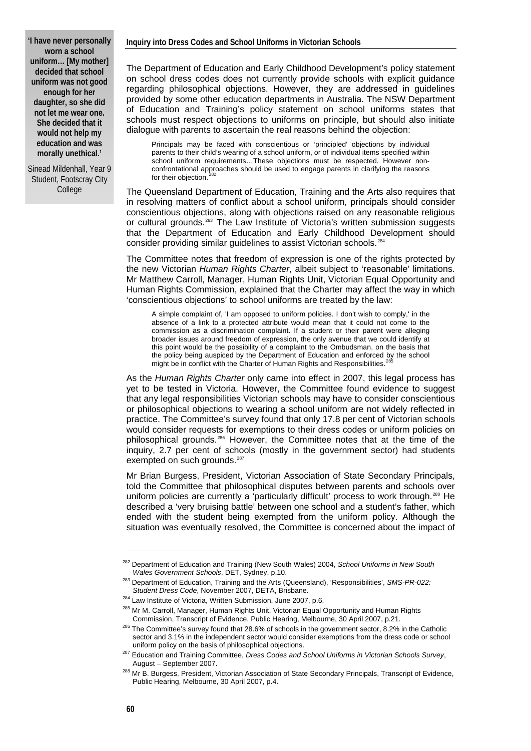**'I have never personally worn a school uniform… [My mother] decided that school uniform was not good enough for her daughter, so she did not let me wear one. She decided that it would not help my education and was morally unethical.'**

Sinead Mildenhall, Year 9 Student, Footscray City College

The Department of Education and Early Childhood Development's policy statement on school dress codes does not currently provide schools with explicit guidance regarding philosophical objections. However, they are addressed in guidelines provided by some other education departments in Australia. The NSW Department of Education and Training's policy statement on school uniforms states that schools must respect objections to uniforms on principle, but should also initiate dialogue with parents to ascertain the real reasons behind the objection:

> Principals may be faced with conscientious or 'principled' objections by individual parents to their child's wearing of a school uniform, or of individual items specified within school uniform requirements…These objections must be respected. However non-confrontational approaches should be used to engage parents in clarifying the reasons for their objection.[282]

The Queensland Department of Education, Training and the Arts also requires that in resolving matters of conflict about a school uniform, principals should consider conscientious objections, along with objections raised on any reasonable religious or cultural grounds.[283] The Law Institute of Victoria's written submission suggests that the Department of Education and Early Childhood Development should consider providing similar guidelines to assist Victorian schools.[284]

The Committee notes that freedom of expression is one of the rights protected by the new Victorian *Human Rights Charter*, albeit subject to 'reasonable' limitations. Mr Matthew Carroll, Manager, Human Rights Unit, Victorian Equal Opportunity and Human Rights Commission, explained that the Charter may affect the way in which 'conscientious objections' to school uniforms are treated by the law:

> A simple complaint of, 'I am opposed to uniform policies. I don't wish to comply,' in the absence of a link to a protected attribute would mean that it could not come to the commission as a discrimination complaint. If a student or their parent were alleging broader issues around freedom of expression, the only avenue that we could identify at this point would be the possibility of a complaint to the Ombudsman, on the basis that the policy being auspiced by the Department of Education and enforced by the school might be in conflict with the Charter of Human Rights and Responsibilities.[285]

As the *Human Rights Charter* only came into effect in 2007, this legal process has yet to be tested in Victoria. However, the Committee found evidence to suggest that any legal responsibilities Victorian schools may have to consider conscientious or philosophical objections to wearing a school uniform are not widely reflected in practice. The Committee's survey found that only 17.8 per cent of Victorian schools would consider requests for exemptions to their dress codes or uniform policies on philosophical grounds.[286] However, the Committee notes that at the time of the inquiry, 2.7 per cent of schools (mostly in the government sector) had students exempted on such grounds.[287]

Mr Brian Burgess, President, Victorian Association of State Secondary Principals, told the Committee that philosophical disputes between parents and schools over uniform policies are currently a 'particularly difficult' process to work through.[288] He described a 'very bruising battle' between one school and a student's father, which ended with the student being exempted from the uniform policy. Although the situation was eventually resolved, the Committee is concerned about the impact of

---

[282] Department of Education and Training (New South Wales) 2004, *School Uniforms in New South Wales Government Schools*, DET, Sydney, p.10.

[283] Department of Education, Training and the Arts (Queensland), 'Responsibilities', *SMS-PR-022: Student Dress Code*, November 2007, DETA, Brisbane.

[284] Law Institute of Victoria, Written Submission, June 2007, p.6.

[285] Mr M. Carroll, Manager, Human Rights Unit, Victorian Equal Opportunity and Human Rights Commission, Transcript of Evidence, Public Hearing, Melbourne, 30 April 2007, p.21.

[286] The Committee's survey found that 28.6% of schools in the government sector, 8.2% in the Catholic sector and 3.1% in the independent sector would consider exemptions from the dress code or school uniform policy on the basis of philosophical objections.

[287] Education and Training Committee, *Dress Codes and School Uniforms in Victorian Schools Survey*, August – September 2007.

[288] Mr B. Burgess, President, Victorian Association of State Secondary Principals, Transcript of Evidence, Public Hearing, Melbourne, 30 April 2007, p.4.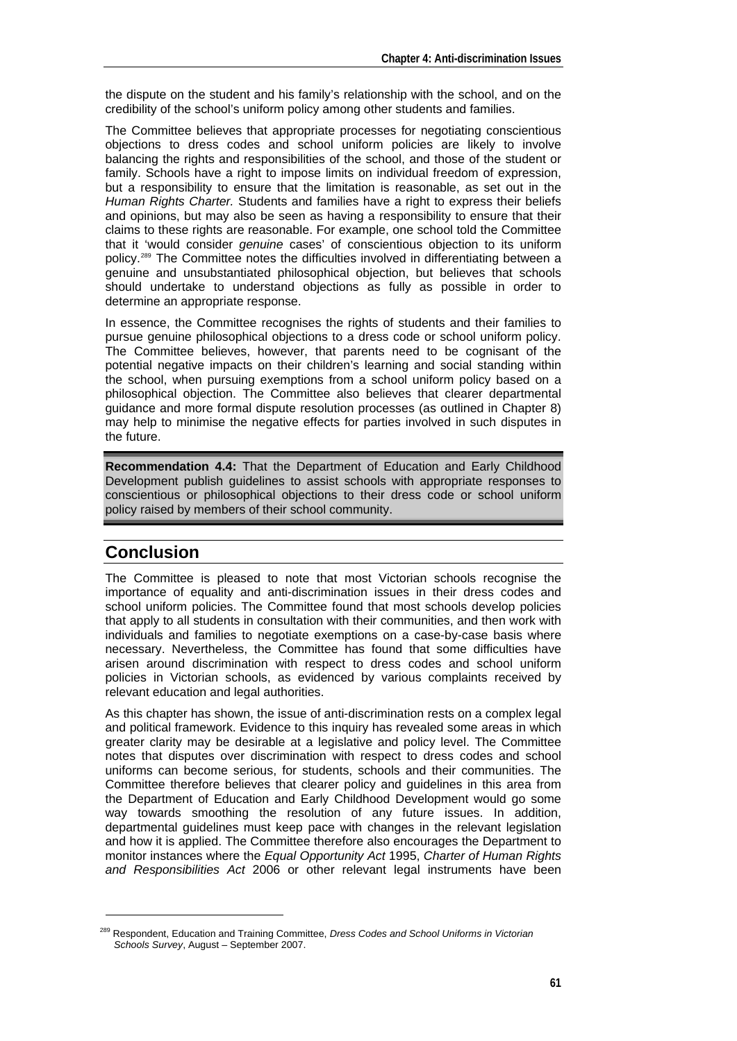the dispute on the student and his family's relationship with the school, and on the credibility of the school's uniform policy among other students and families.

The Committee believes that appropriate processes for negotiating conscientious objections to dress codes and school uniform policies are likely to involve balancing the rights and responsibilities of the school, and those of the student or family. Schools have a right to impose limits on individual freedom of expression, but a responsibility to ensure that the limitation is reasonable, as set out in the *Human Rights Charter.* Students and families have a right to express their beliefs and opinions, but may also be seen as having a responsibility to ensure that their claims to these rights are reasonable. For example, one school told the Committee that it 'would consider *genuine* cases' of conscientious objection to its uniform policy.[289] The Committee notes the difficulties involved in differentiating between a genuine and unsubstantiated philosophical objection, but believes that schools should undertake to understand objections as fully as possible in order to determine an appropriate response.

In essence, the Committee recognises the rights of students and their families to pursue genuine philosophical objections to a dress code or school uniform policy. The Committee believes, however, that parents need to be cognisant of the potential negative impacts on their children's learning and social standing within the school, when pursuing exemptions from a school uniform policy based on a philosophical objection. The Committee also believes that clearer departmental guidance and more formal dispute resolution processes (as outlined in Chapter 8) may help to minimise the negative effects for parties involved in such disputes in the future.

**Recommendation 4.4:** That the Department of Education and Early Childhood Development publish guidelines to assist schools with appropriate responses to conscientious or philosophical objections to their dress code or school uniform policy raised by members of their school community.

## Conclusion

The Committee is pleased to note that most Victorian schools recognise the importance of equality and anti-discrimination issues in their dress codes and school uniform policies. The Committee found that most schools develop policies that apply to all students in consultation with their communities, and then work with individuals and families to negotiate exemptions on a case-by-case basis where necessary. Nevertheless, the Committee has found that some difficulties have arisen around discrimination with respect to dress codes and school uniform policies in Victorian schools, as evidenced by various complaints received by relevant education and legal authorities.

As this chapter has shown, the issue of anti-discrimination rests on a complex legal and political framework. Evidence to this inquiry has revealed some areas in which greater clarity may be desirable at a legislative and policy level. The Committee notes that disputes over discrimination with respect to dress codes and school uniforms can become serious, for students, schools and their communities. The Committee therefore believes that clearer policy and guidelines in this area from the Department of Education and Early Childhood Development would go some way towards smoothing the resolution of any future issues. In addition, departmental guidelines must keep pace with changes in the relevant legislation and how it is applied. The Committee therefore also encourages the Department to monitor instances where the *Equal Opportunity Act* 1995, *Charter of Human Rights and Responsibilities Act* 2006 or other relevant legal instruments have been

---

[289] Respondent, Education and Training Committee, *Dress Codes and School Uniforms in Victorian Schools Survey*, August – September 2007.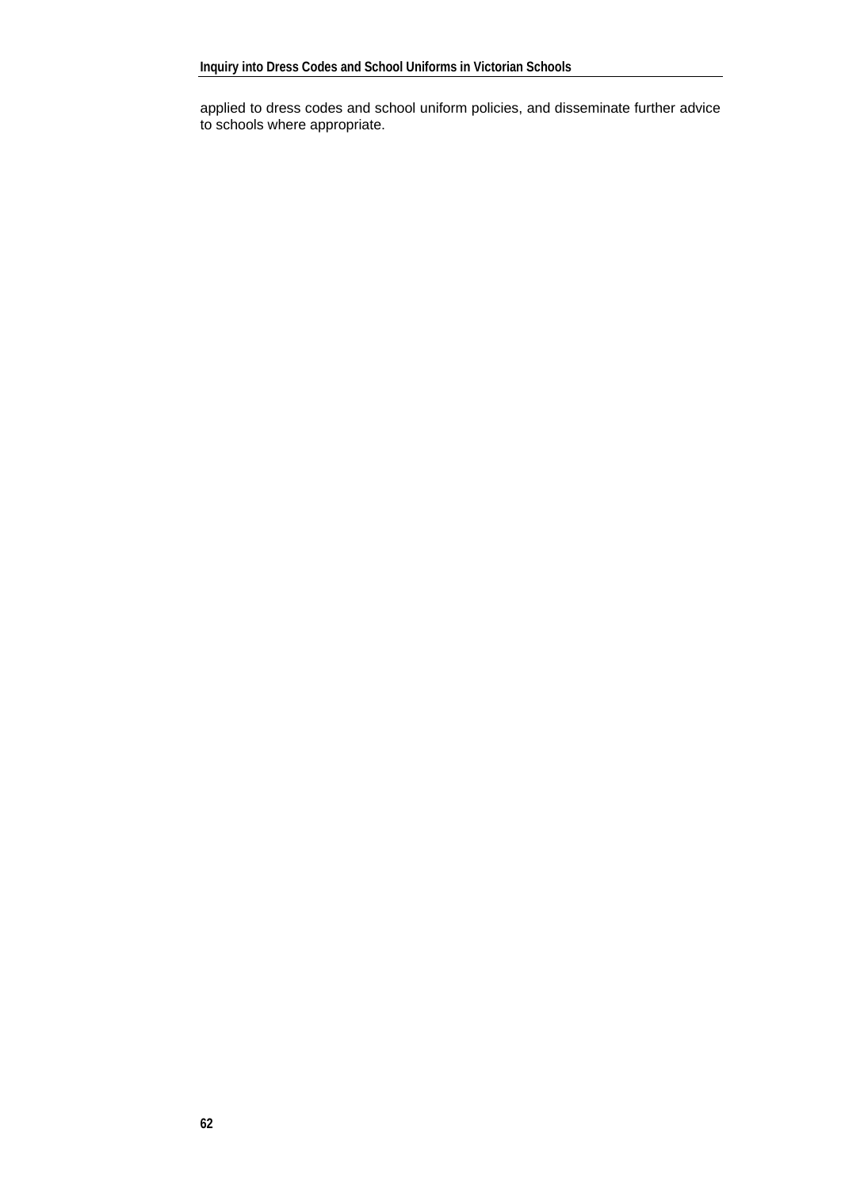applied to dress codes and school uniform policies, and disseminate further advice to schools where appropriate.